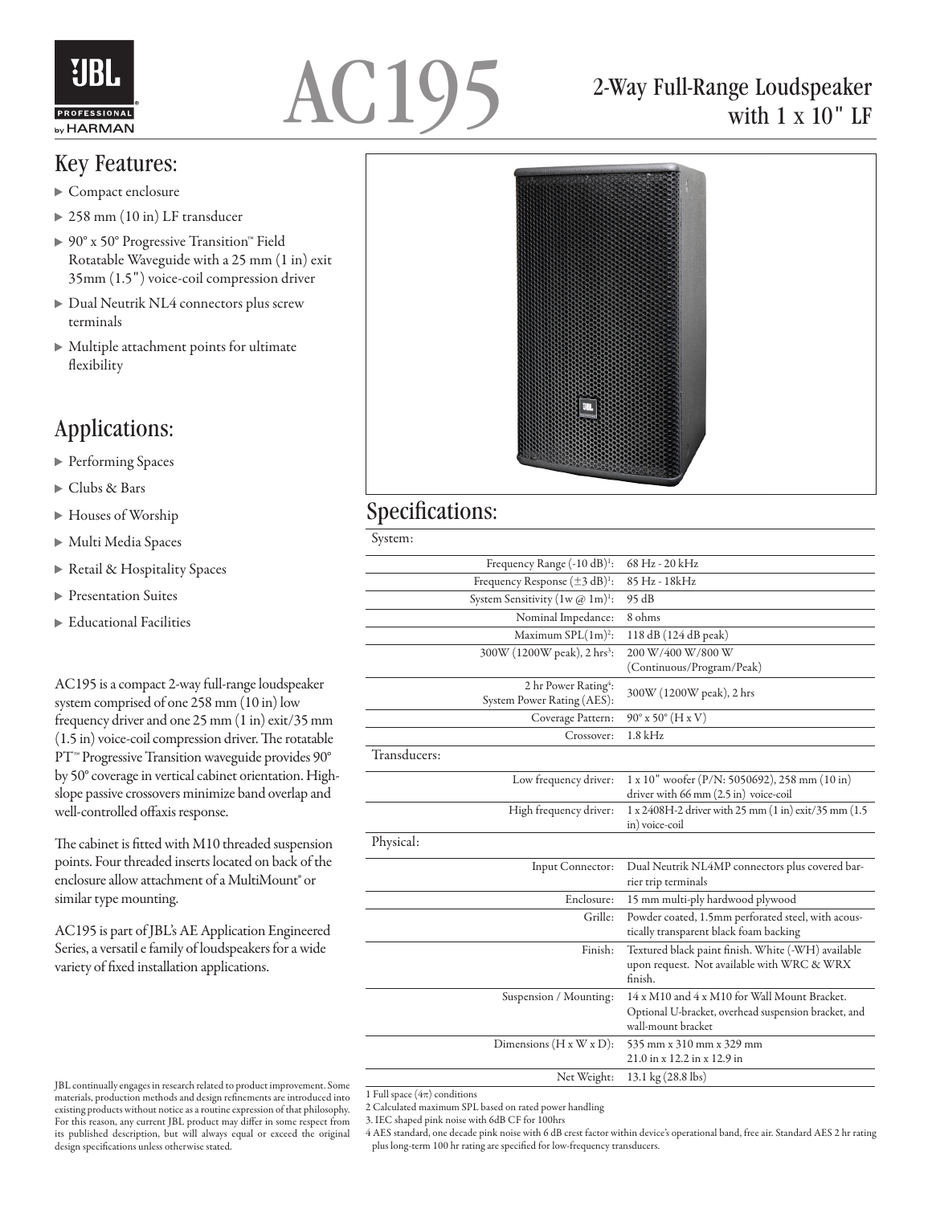# AC195

## 2-Way Full-Range Loudspeaker with 1 x 10" LF

## Key Features:

- Compact enclosure
- 258 mm (10 in) LF transducer
- 90° x 50° Progressive Transition™ Field Rotatable Waveguide with a 25 mm (1 in) exit 35mm (1.5") voice-coil compression driver
- Dual Neutrik NL4 connectors plus screw terminals
- Multiple attachment points for ultimate flexibility

## Applications:

- Performing Spaces
- Clubs & Bars
- Houses of Worship
- Multi Media Spaces
- Retail & Hospitality Spaces
- Presentation Suites
- Educational Facilities

AC195 is a compact 2-way full-range loudspeaker system comprised of one 258 mm (10 in) low frequency driver and one 25 mm (1 in) exit/35 mm (1.5 in) voice-coil compression driver. The rotatable PT™ Progressive Transition waveguide provides 90° by 50° coverage in vertical cabinet orientation. High-slope passive crossovers minimize band overlap and well-controlled offaxis response.

The cabinet is fitted with M10 threaded suspension points. Four threaded inserts located on back of the enclosure allow attachment of a MultiMount® or similar type mounting.

AC195 is part of JBL's AE Application Engineered Series, a versatil e family of loudspeakers for a wide variety of fixed installation applications.

JBL continually engages in research related to product improvement. Some materials, production methods and design refinements are introduced into existing products without notice as a routine expression of that philosophy. For this reason, any current JBL product may differ in some respect from its published description, but will always equal or exceed the original design specifications unless otherwise stated.

## Specifications:

| System: | |
|---|---|
| Frequency Range (-10 dB)[1]: | 68 Hz - 20 kHz |
| Frequency Response (±3 dB)[1]: | 85 Hz - 18kHz |
| System Sensitivity (1w @ 1m)[1]: | 95 dB |
| Nominal Impedance: | 8 ohms |
| Maximum SPL(1m)[2]: | 118 dB (124 dB peak) |
| 300W (1200W peak), 2 hrs[3]: | 200 W/400 W/800 W (Continuous/Program/Peak) |
| 2 hr Power Rating[4]: System Power Rating (AES): | 300W (1200W peak), 2 hrs |
| Coverage Pattern: | 90° x 50° (H x V) |
| Crossover: | 1.8 kHz |
| **Transducers:** | |
| Low frequency driver: | 1 x 10" woofer (P/N: 5050692), 258 mm (10 in) driver with 66 mm (2.5 in) voice-coil |
| High frequency driver: | 1 x 2408H-2 driver with 25 mm (1 in) exit/35 mm (1.5 in) voice-coil |
| **Physical:** | |
| Input Connector: | Dual Neutrik NL4MP connectors plus covered barrier trip terminals |
| Enclosure: | 15 mm multi-ply hardwood plywood |
| Grille: | Powder coated, 1.5mm perforated steel, with acoustically transparent black foam backing |
| Finish: | Textured black paint finish. White (-WH) available upon request. Not available with WRC & WRX finish. |
| Suspension / Mounting: | 14 x M10 and 4 x M10 for Wall Mount Bracket. Optional U-bracket, overhead suspension bracket, and wall-mount bracket |
| Dimensions (H x W x D): | 535 mm x 310 mm x 329 mm 21.0 in x 12.2 in x 12.9 in |
| Net Weight: | 13.1 kg (28.8 lbs) |

1 Full space (4π) conditions

2 Calculated maximum SPL based on rated power handling

3. IEC shaped pink noise with 6dB CF for 100hrs

4 AES standard, one decade pink noise with 6 dB crest factor within device's operational band, free air. Standard AES 2 hr rating plus long-term 100 hr rating are specified for low-frequency transducers.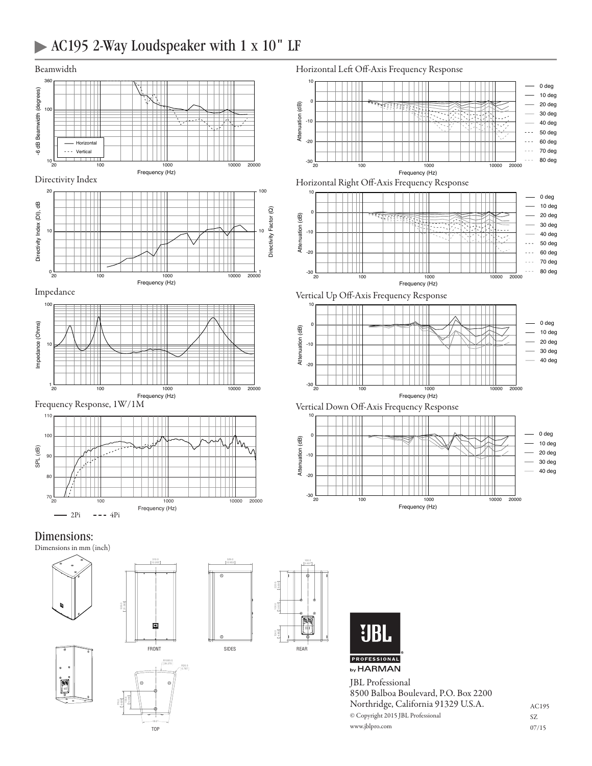# AC195 2-Way Loudspeaker with 1 x 10" LF

## Beamwidth

-6 dB Beamwidth (degrees)
360
100
10
20 100 1000 10000 20000
Frequency (Hz)
Horizontal
Vertical

## Directivity Index

Directivity Index (DI), dB
Directivity Factor (Q)
20
10
0
100
10
1
20 100 1000 10000 20000
Frequency (Hz)

## Impedance

Impedance (Ohms)
100
10
1
20 100 1000 10000 20000
Frequency (Hz)

## Frequency Response, 1W/1M

SPL (dB)
110
100
90
80
70
20 100 1000 10000 20000
Frequency (Hz)
2Pi
4Pi

## Horizontal Left Off-Axis Frequency Response

Attenuation (dB)
10
0
-10
-20
-30
20 100 1000 10000 20000
Frequency (Hz)
0 deg
10 deg
20 deg
30 deg
40 deg
50 deg
60 deg
70 deg
80 deg

## Horizontal Right Off-Axis Frequency Response

Attenuation (dB)
10
0
-10
-20
-30
20 100 1000 10000 20000
Frequency (Hz)
0 deg
10 deg
20 deg
30 deg
40 deg
50 deg
60 deg
70 deg
80 deg

## Vertical Up Off-Axis Frequency Response

Attenuation (dB)
10
0
-10
-20
-30
20 100 1000 10000 20000
Frequency (Hz)
0 deg
10 deg
20 deg
30 deg
40 deg

## Vertical Down Off-Axis Frequency Response

Attenuation (dB)
10
0
-10
-20
-30
20 100 1000 10000 20000
Frequency (Hz)
0 deg
10 deg
20 deg
30 deg
40 deg

## Dimensions:

Dimensions in mm (inch)

FRONT
SIDES
REAR
TOP

JBL PROFESSIONAL by HARMAN

JBL Professional
8500 Balboa Boulevard, P.O. Box 2200
Northridge, California 91329 U.S.A.

© Copyright 2015 JBL Professional

www.jblpro.com

AC195
SZ
07/15